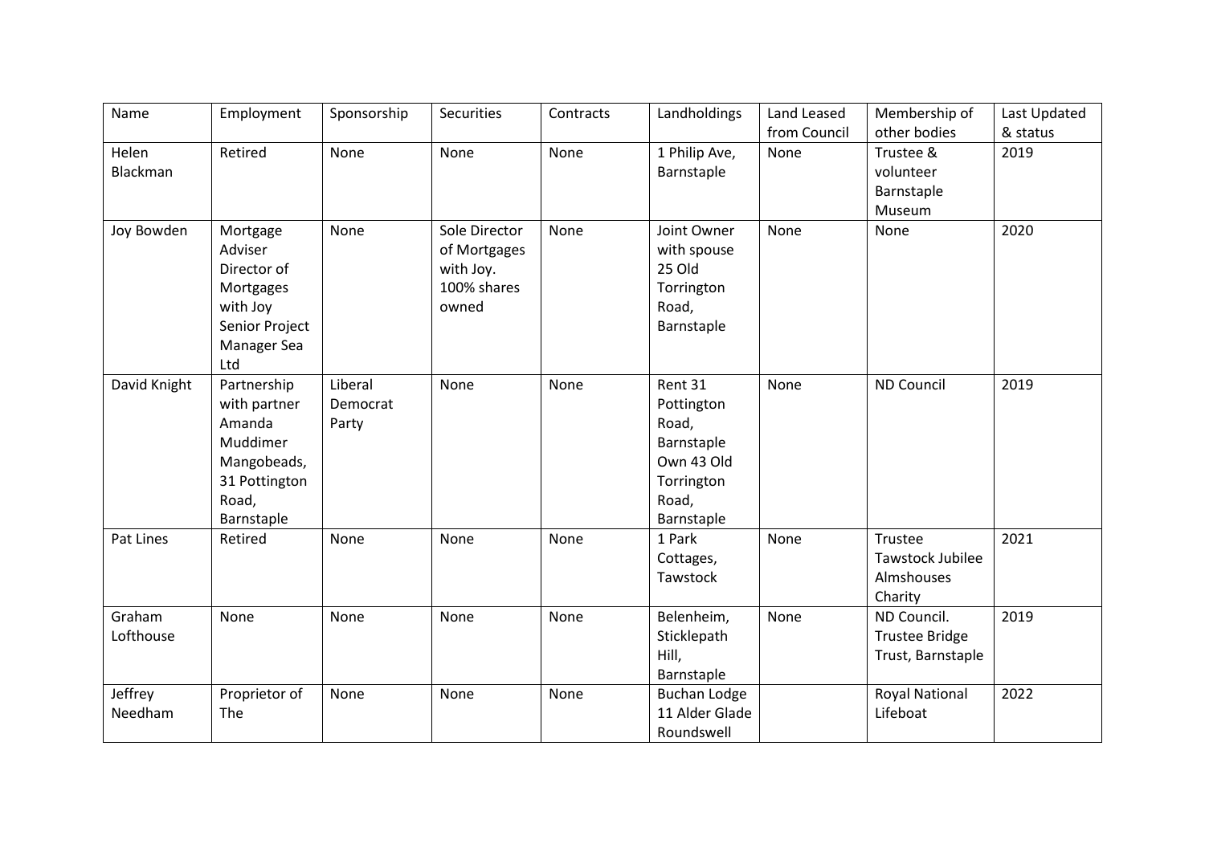| Name | Employment | Sponsorship | Securities | Contracts | Landholdings | Land Leased from Council | Membership of other bodies | Last Updated & status |
|---|---|---|---|---|---|---|---|---|
| Helen Blackman | Retired | None | None | None | 1 Philip Ave, Barnstaple | None | Trustee & volunteer Barnstaple Museum | 2019 |
| Joy Bowden | Mortgage Adviser Director of Mortgages with Joy Senior Project Manager Sea Ltd | None | Sole Director of Mortgages with Joy. 100% shares owned | None | Joint Owner with spouse 25 Old Torrington Road, Barnstaple | None | None | 2020 |
| David Knight | Partnership with partner Amanda Muddimer Mangobeads, 31 Pottington Road, Barnstaple | Liberal Democrat Party | None | None | Rent 31 Pottington Road, Barnstaple Own 43 Old Torrington Road, Barnstaple | None | ND Council | 2019 |
| Pat Lines | Retired | None | None | None | 1 Park Cottages, Tawstock | None | Trustee Tawstock Jubilee Almshouses Charity | 2021 |
| Graham Lofthouse | None | None | None | None | Belenheim, Sticklepath Hill, Barnstaple | None | ND Council. Trustee Bridge Trust, Barnstaple | 2019 |
| Jeffrey Needham | Proprietor of The | None | None | None | Buchan Lodge 11 Alder Glade Roundswell | | Royal National Lifeboat | 2022 |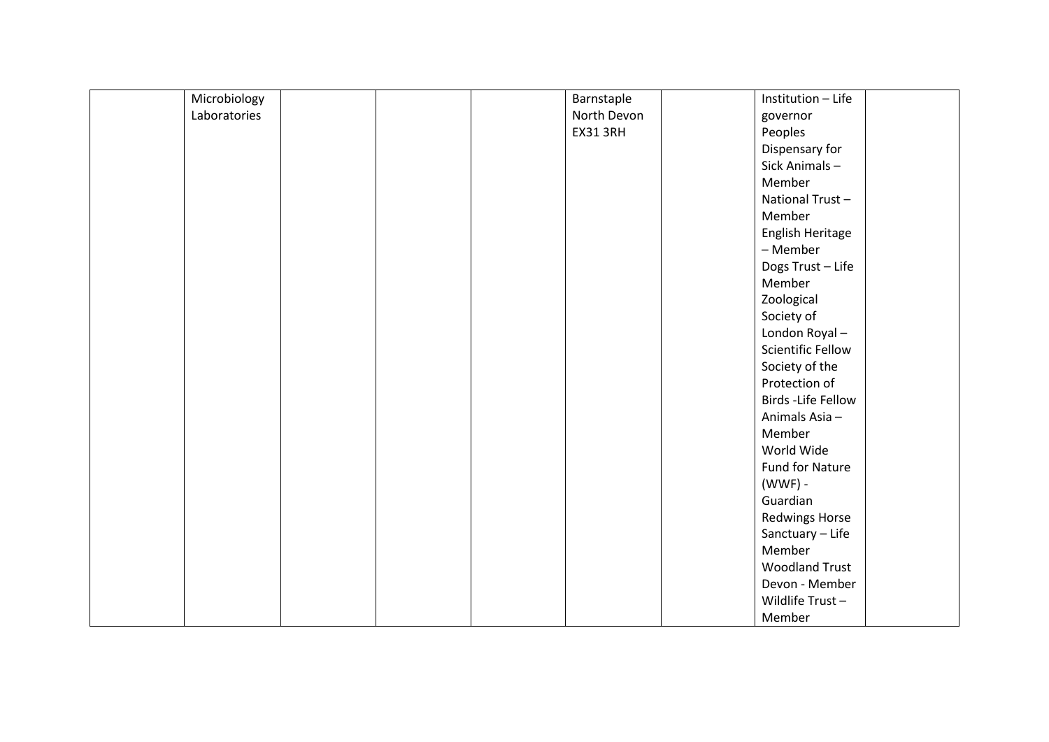|  |  |  |  |  |  |  |  |  |
|---|---|---|---|---|---|---|---|---|
|  | Microbiology Laboratories |  |  |  | Barnstaple North Devon EX31 3RH |  | Institution – Life governor Peoples Dispensary for Sick Animals – Member National Trust – Member English Heritage – Member Dogs Trust – Life Member Zoological Society of London Royal – Scientific Fellow Society of the Protection of Birds -Life Fellow Animals Asia – Member World Wide Fund for Nature (WWF) - Guardian Redwings Horse Sanctuary – Life Member Woodland Trust Devon - Member Wildlife Trust – Member |  |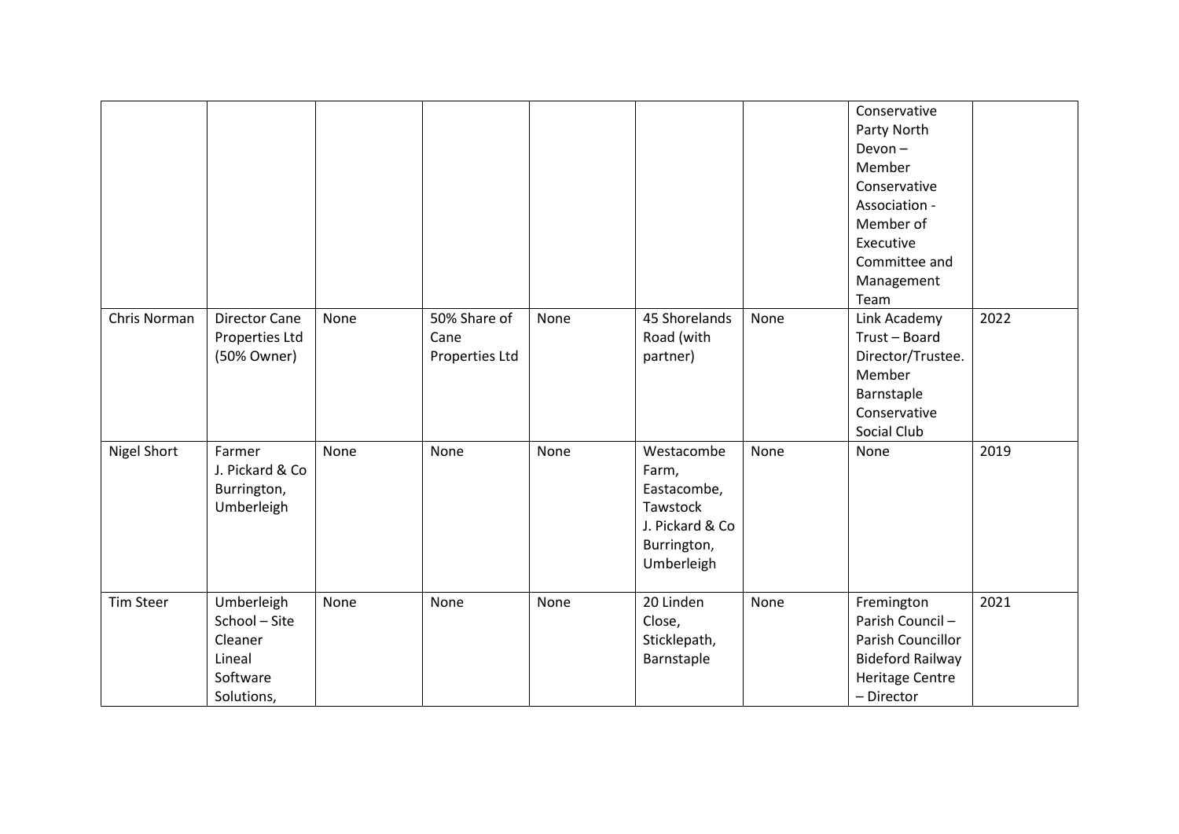| | | | | | | | | |
|---|---|---|---|---|---|---|---|---|
| | | | | | | | Conservative Party North Devon – Member Conservative Association - Member of Executive Committee and Management Team | |
| Chris Norman | Director Cane Properties Ltd (50% Owner) | None | 50% Share of Cane Properties Ltd | None | 45 Shorelands Road (with partner) | None | Link Academy Trust – Board Director/Trustee. Member Barnstaple Conservative Social Club | 2022 |
| Nigel Short | Farmer J. Pickard & Co Burrington, Umberleigh | None | None | None | Westacombe Farm, Eastacombe, Tawstock J. Pickard & Co Burrington, Umberleigh | None | None | 2019 |
| Tim Steer | Umberleigh School – Site Cleaner Lineal Software Solutions, | None | None | None | 20 Linden Close, Sticklepath, Barnstaple | None | Fremington Parish Council – Parish Councillor Bideford Railway Heritage Centre – Director | 2021 |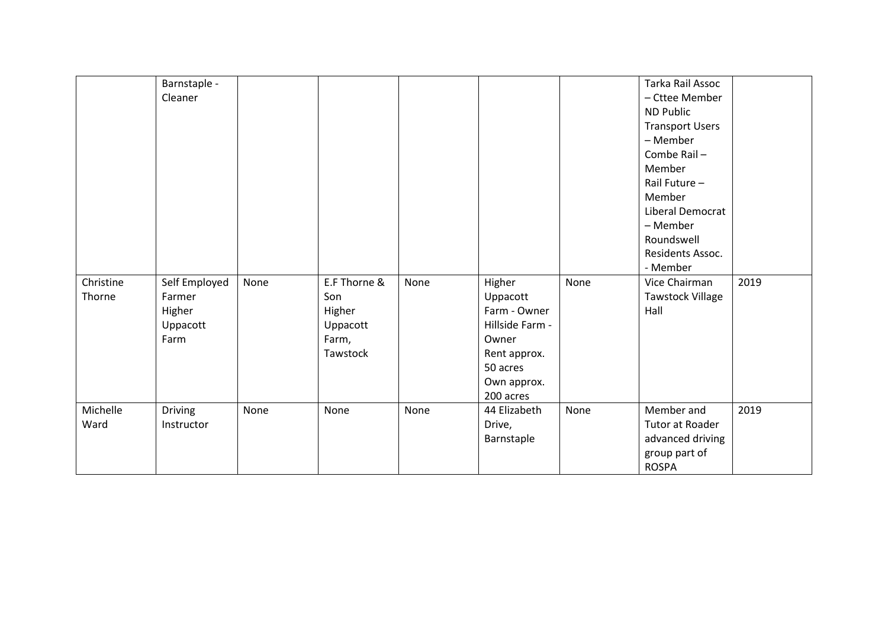| | | | | | | | | |
|---|---|---|---|---|---|---|---|---|
| | Barnstaple - Cleaner | | | | | | Tarka Rail Assoc – Cttee Member<br>ND Public Transport Users – Member<br>Combe Rail – Member<br>Rail Future – Member<br>Liberal Democrat – Member<br>Roundswell Residents Assoc. - Member | |
| Christine Thorne | Self Employed Farmer Higher Uppacott Farm | None | E.F Thorne & Son Higher Uppacott Farm, Tawstock | None | Higher Uppacott Farm - Owner<br>Hillside Farm - Owner<br>Rent approx. 50 acres<br>Own approx. 200 acres | None | Vice Chairman Tawstock Village Hall | 2019 |
| Michelle Ward | Driving Instructor | None | None | None | 44 Elizabeth Drive, Barnstaple | None | Member and Tutor at Roader advanced driving group part of ROSPA | 2019 |